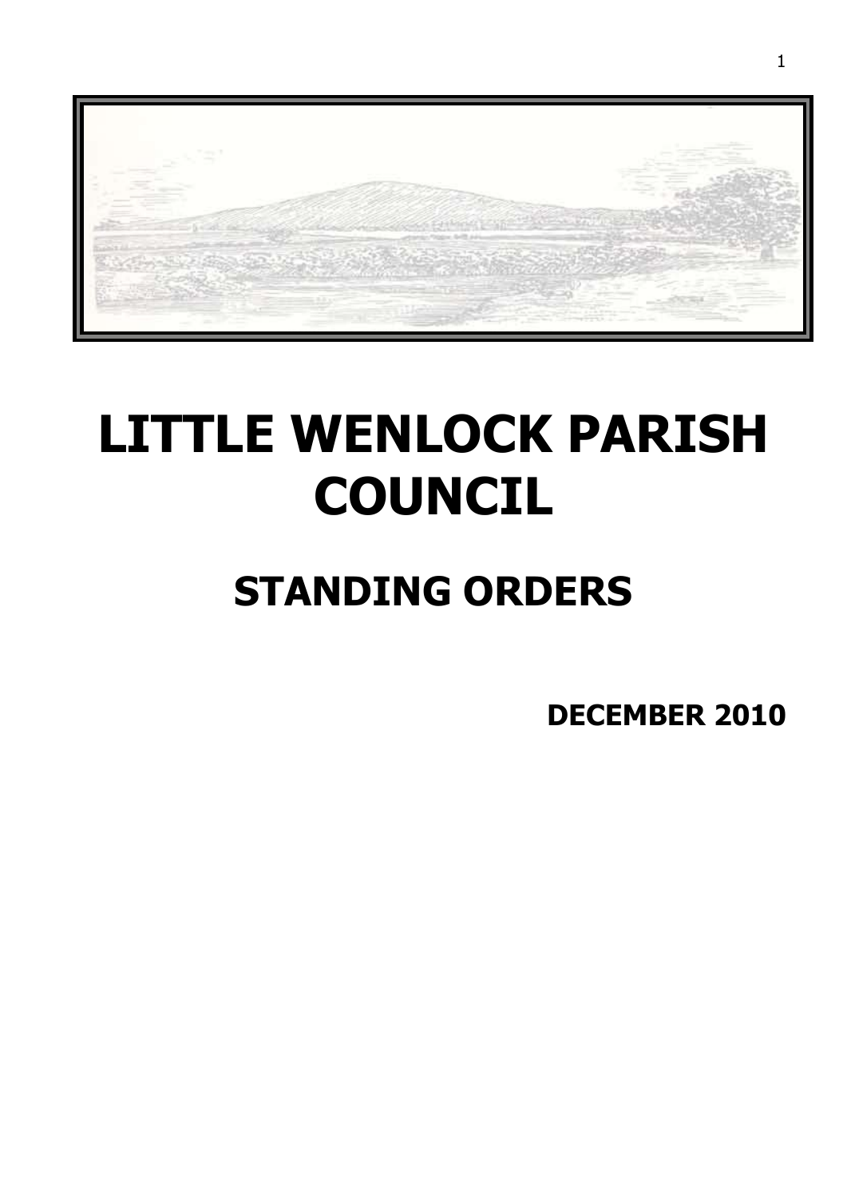# LITTLE WENLOCK PARISH COUNCIL

## STANDING ORDERS

**DECEMBER 2010**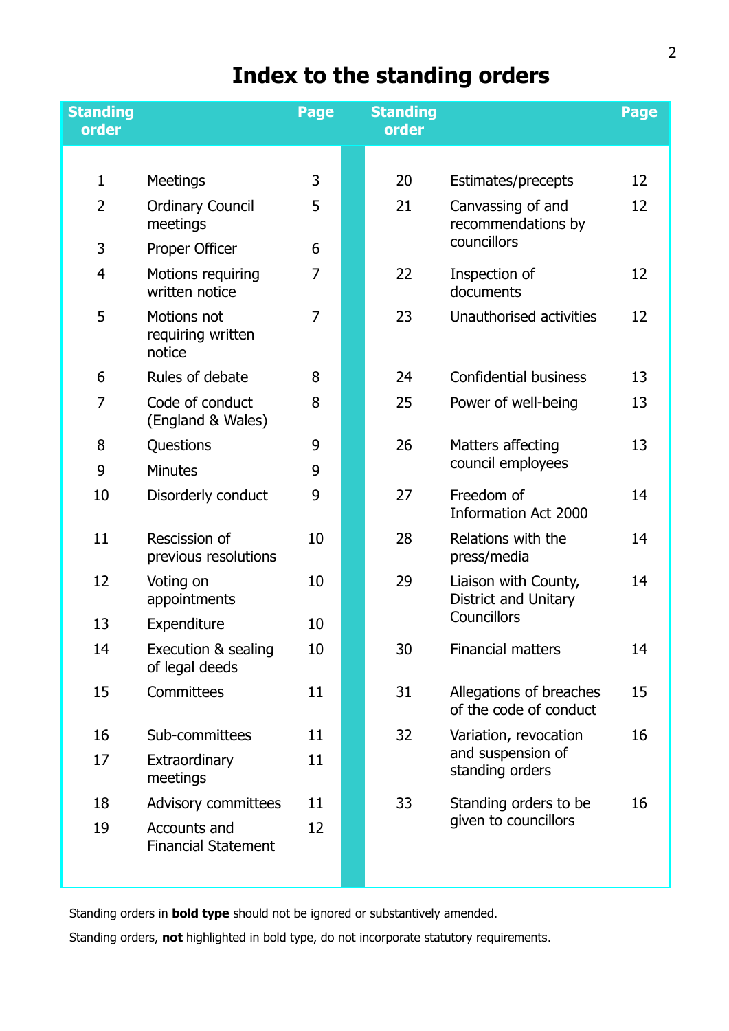# Index to the standing orders

| Standing order | | Page | Standing order | | Page |
|---|---|---|---|---|---|
| 1 | Meetings | 3 | 20 | Estimates/precepts | 12 |
| 2 | Ordinary Council meetings | 5 | 21 | Canvassing of and recommendations by councillors | 12 |
| 3 | Proper Officer | 6 | 22 | Inspection of documents | 12 |
| 4 | Motions requiring written notice | 7 | 23 | Unauthorised activities | 12 |
| 5 | Motions not requiring written notice | 7 | 24 | Confidential business | 13 |
| 6 | Rules of debate | 8 | 25 | Power of well-being | 13 |
| 7 | Code of conduct (England & Wales) | 8 | 26 | Matters affecting council employees | 13 |
| 8 | Questions | 9 | 27 | Freedom of Information Act 2000 | 14 |
| 9 | Minutes | 9 | 28 | Relations with the press/media | 14 |
| 10 | Disorderly conduct | 9 | 29 | Liaison with County, District and Unitary Councillors | 14 |
| 11 | Rescission of previous resolutions | 10 | 30 | Financial matters | 14 |
| 12 | Voting on appointments | 10 | 31 | Allegations of breaches of the code of conduct | 15 |
| 13 | Expenditure | 10 | 32 | Variation, revocation and suspension of standing orders | 16 |
| 14 | Execution & sealing of legal deeds | 10 | 33 | Standing orders to be given to councillors | 16 |
| 15 | Committees | 11 | | | |
| 16 | Sub-committees | 11 | | | |
| 17 | Extraordinary meetings | 11 | | | |
| 18 | Advisory committees | 11 | | | |
| 19 | Accounts and Financial Statement | 12 | | | |

Standing orders in **bold type** should not be ignored or substantively amended.

Standing orders, **not** highlighted in bold type, do not incorporate statutory requirements.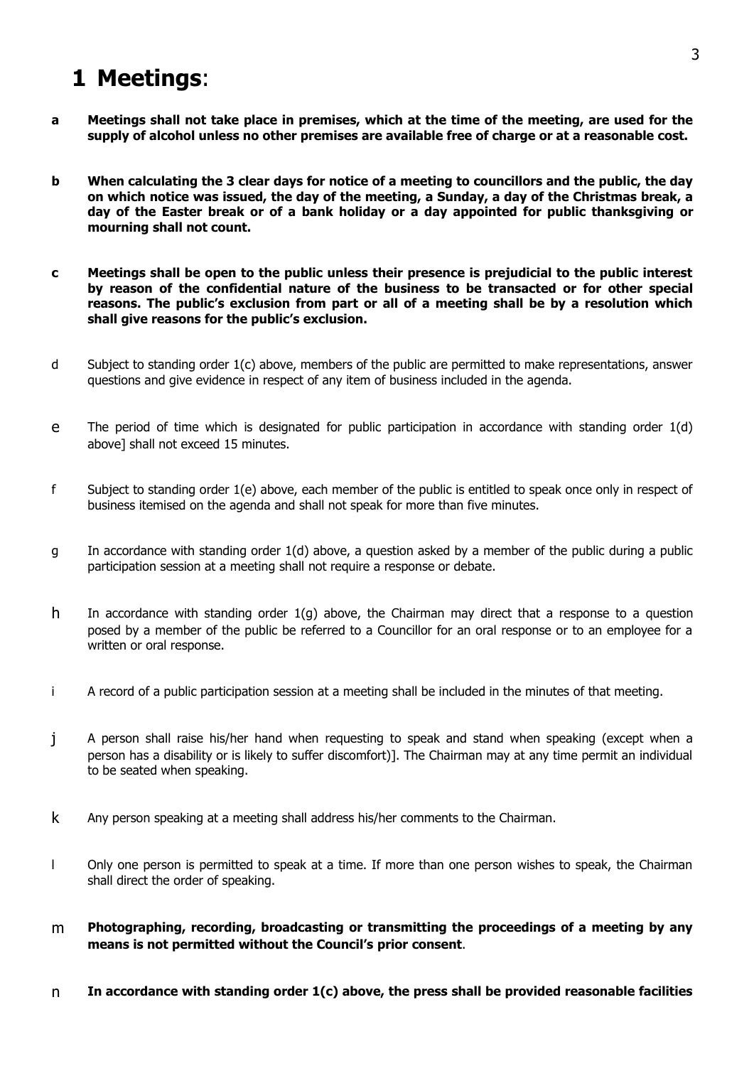# 1 Meetings:

**a** **Meetings shall not take place in premises, which at the time of the meeting, are used for the supply of alcohol unless no other premises are available free of charge or at a reasonable cost.**

**b** **When calculating the 3 clear days for notice of a meeting to councillors and the public, the day on which notice was issued, the day of the meeting, a Sunday, a day of the Christmas break, a day of the Easter break or of a bank holiday or a day appointed for public thanksgiving or mourning shall not count.**

**c** **Meetings shall be open to the public unless their presence is prejudicial to the public interest by reason of the confidential nature of the business to be transacted or for other special reasons. The public's exclusion from part or all of a meeting shall be by a resolution which shall give reasons for the public's exclusion.**

d Subject to standing order 1(c) above, members of the public are permitted to make representations, answer questions and give evidence in respect of any item of business included in the agenda.

e The period of time which is designated for public participation in accordance with standing order 1(d) above] shall not exceed 15 minutes.

f Subject to standing order 1(e) above, each member of the public is entitled to speak once only in respect of business itemised on the agenda and shall not speak for more than five minutes.

g In accordance with standing order 1(d) above, a question asked by a member of the public during a public participation session at a meeting shall not require a response or debate.

h In accordance with standing order 1(g) above, the Chairman may direct that a response to a question posed by a member of the public be referred to a Councillor for an oral response or to an employee for a written or oral response.

i A record of a public participation session at a meeting shall be included in the minutes of that meeting.

j A person shall raise his/her hand when requesting to speak and stand when speaking (except when a person has a disability or is likely to suffer discomfort)]. The Chairman may at any time permit an individual to be seated when speaking.

k Any person speaking at a meeting shall address his/her comments to the Chairman.

l Only one person is permitted to speak at a time. If more than one person wishes to speak, the Chairman shall direct the order of speaking.

m **Photographing, recording, broadcasting or transmitting the proceedings of a meeting by any means is not permitted without the Council's prior consent**.

n **In accordance with standing order 1(c) above, the press shall be provided reasonable facilities**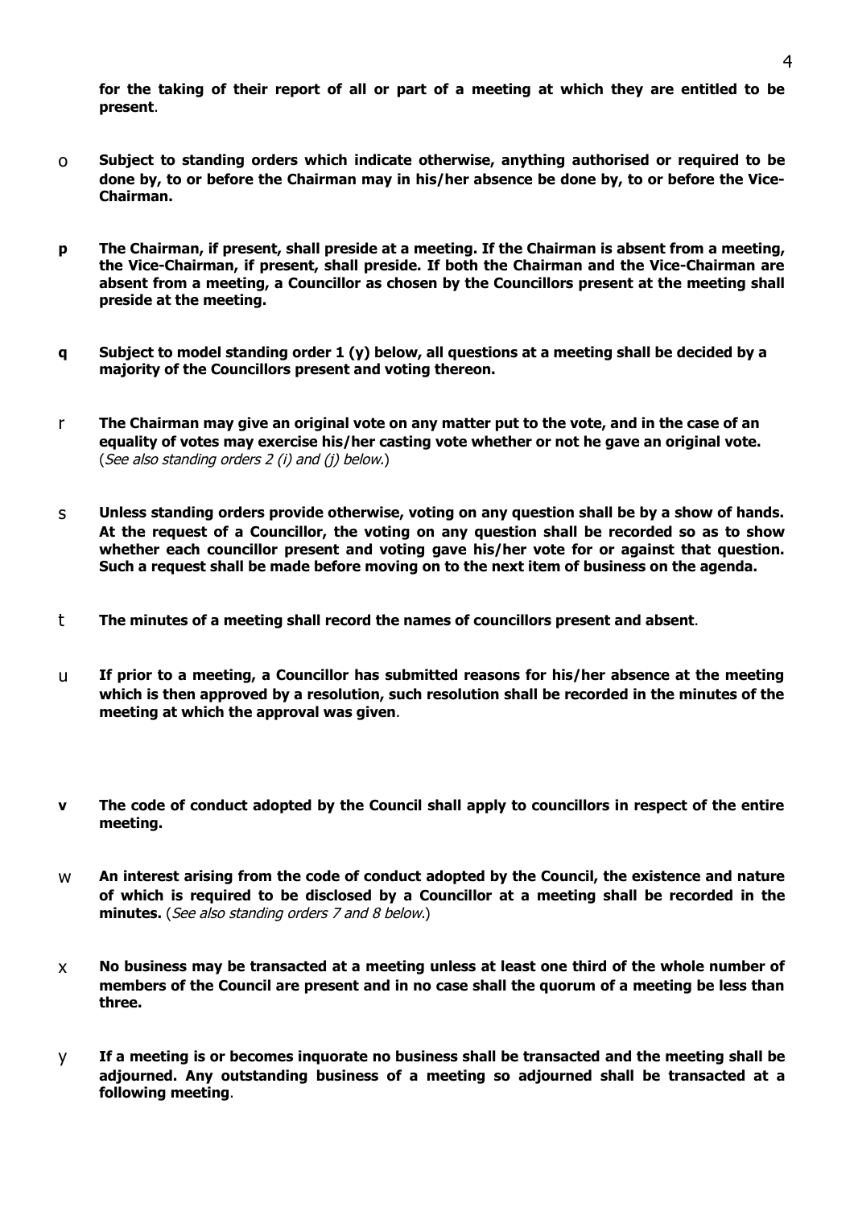**for the taking of their report of all or part of a meeting at which they are entitled to be present**.

o **Subject to standing orders which indicate otherwise, anything authorised or required to be done by, to or before the Chairman may in his/her absence be done by, to or before the Vice-Chairman.**

**p The Chairman, if present, shall preside at a meeting. If the Chairman is absent from a meeting, the Vice-Chairman, if present, shall preside. If both the Chairman and the Vice-Chairman are absent from a meeting, a Councillor as chosen by the Councillors present at the meeting shall preside at the meeting.**

**q Subject to model standing order 1 (y) below, all questions at a meeting shall be decided by a majority of the Councillors present and voting thereon.**

r **The Chairman may give an original vote on any matter put to the vote, and in the case of an equality of votes may exercise his/her casting vote whether or not he gave an original vote.** (*See also standing orders 2 (i) and (j) below.*)

s **Unless standing orders provide otherwise, voting on any question shall be by a show of hands. At the request of a Councillor, the voting on any question shall be recorded so as to show whether each councillor present and voting gave his/her vote for or against that question. Such a request shall be made before moving on to the next item of business on the agenda.**

t **The minutes of a meeting shall record the names of councillors present and absent**.

u **If prior to a meeting, a Councillor has submitted reasons for his/her absence at the meeting which is then approved by a resolution, such resolution shall be recorded in the minutes of the meeting at which the approval was given**.

**v The code of conduct adopted by the Council shall apply to councillors in respect of the entire meeting.**

w **An interest arising from the code of conduct adopted by the Council, the existence and nature of which is required to be disclosed by a Councillor at a meeting shall be recorded in the minutes.** (*See also standing orders 7 and 8 below.*)

x **No business may be transacted at a meeting unless at least one third of the whole number of members of the Council are present and in no case shall the quorum of a meeting be less than three.**

y **If a meeting is or becomes inquorate no business shall be transacted and the meeting shall be adjourned. Any outstanding business of a meeting so adjourned shall be transacted at a following meeting**.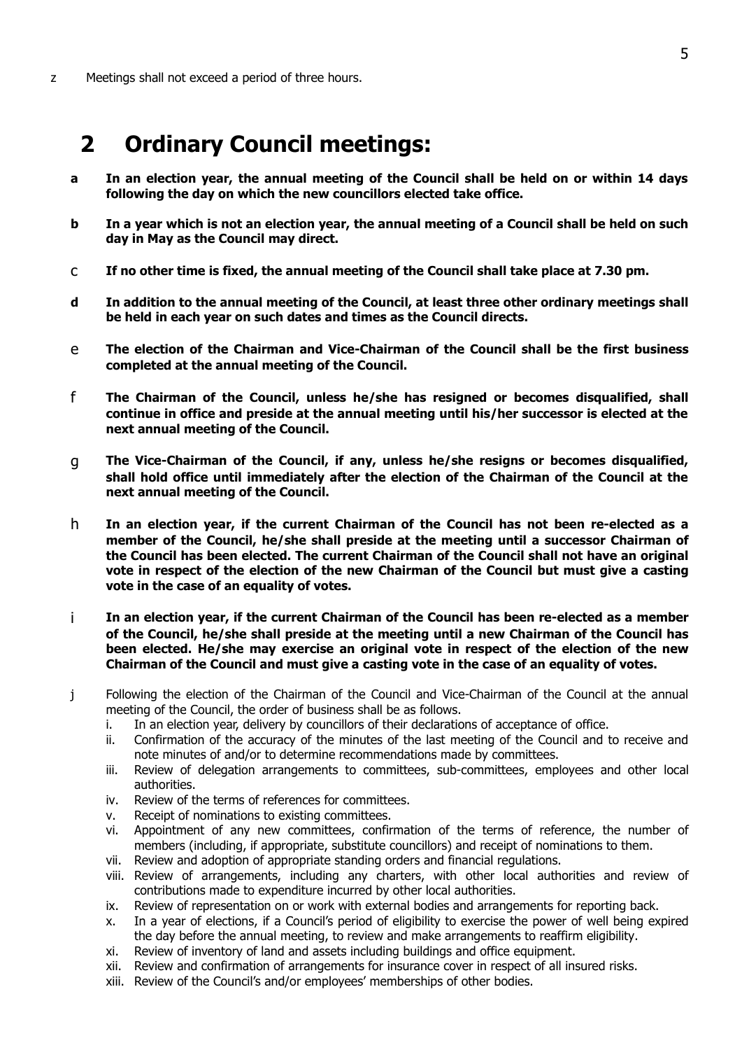z Meetings shall not exceed a period of three hours.

## 2 Ordinary Council meetings:

**a In an election year, the annual meeting of the Council shall be held on or within 14 days following the day on which the new councillors elected take office.**

**b In a year which is not an election year, the annual meeting of a Council shall be held on such day in May as the Council may direct.**

**c If no other time is fixed, the annual meeting of the Council shall take place at 7.30 pm.**

**d In addition to the annual meeting of the Council, at least three other ordinary meetings shall be held in each year on such dates and times as the Council directs.**

**e The election of the Chairman and Vice-Chairman of the Council shall be the first business completed at the annual meeting of the Council.**

**f The Chairman of the Council, unless he/she has resigned or becomes disqualified, shall continue in office and preside at the annual meeting until his/her successor is elected at the next annual meeting of the Council.**

**g The Vice-Chairman of the Council, if any, unless he/she resigns or becomes disqualified, shall hold office until immediately after the election of the Chairman of the Council at the next annual meeting of the Council.**

**h In an election year, if the current Chairman of the Council has not been re-elected as a member of the Council, he/she shall preside at the meeting until a successor Chairman of the Council has been elected. The current Chairman of the Council shall not have an original vote in respect of the election of the new Chairman of the Council but must give a casting vote in the case of an equality of votes.**

**i In an election year, if the current Chairman of the Council has been re-elected as a member of the Council, he/she shall preside at the meeting until a new Chairman of the Council has been elected. He/she may exercise an original vote in respect of the election of the new Chairman of the Council and must give a casting vote in the case of an equality of votes.**

j Following the election of the Chairman of the Council and Vice-Chairman of the Council at the annual meeting of the Council, the order of business shall be as follows.

i. In an election year, delivery by councillors of their declarations of acceptance of office.
ii. Confirmation of the accuracy of the minutes of the last meeting of the Council and to receive and note minutes of and/or to determine recommendations made by committees.
iii. Review of delegation arrangements to committees, sub-committees, employees and other local authorities.
iv. Review of the terms of references for committees.
v. Receipt of nominations to existing committees.
vi. Appointment of any new committees, confirmation of the terms of reference, the number of members (including, if appropriate, substitute councillors) and receipt of nominations to them.
vii. Review and adoption of appropriate standing orders and financial regulations.
viii. Review of arrangements, including any charters, with other local authorities and review of contributions made to expenditure incurred by other local authorities.
ix. Review of representation on or work with external bodies and arrangements for reporting back.
x. In a year of elections, if a Council's period of eligibility to exercise the power of well being expired the day before the annual meeting, to review and make arrangements to reaffirm eligibility.
xi. Review of inventory of land and assets including buildings and office equipment.
xii. Review and confirmation of arrangements for insurance cover in respect of all insured risks.
xiii. Review of the Council's and/or employees' memberships of other bodies.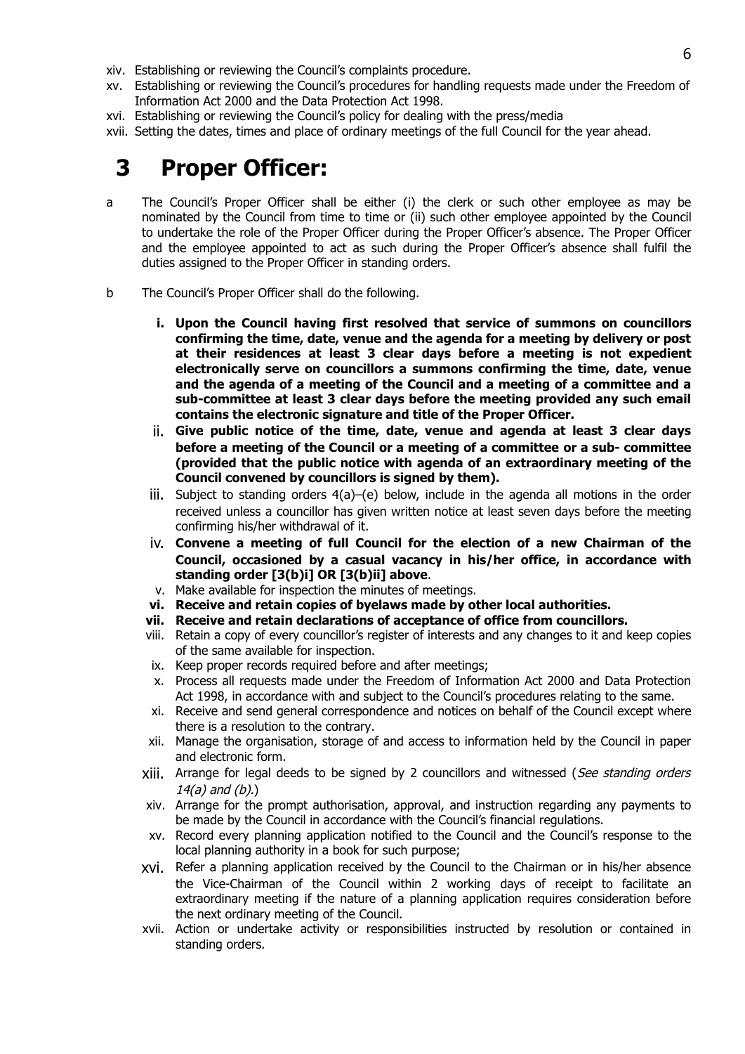xiv. Establishing or reviewing the Council's complaints procedure.
xv. Establishing or reviewing the Council's procedures for handling requests made under the Freedom of Information Act 2000 and the Data Protection Act 1998.
xvi. Establishing or reviewing the Council's policy for dealing with the press/media
xvii. Setting the dates, times and place of ordinary meetings of the full Council for the year ahead.

# 3 Proper Officer:

a The Council's Proper Officer shall be either (i) the clerk or such other employee as may be nominated by the Council from time to time or (ii) such other employee appointed by the Council to undertake the role of the Proper Officer during the Proper Officer's absence. The Proper Officer and the employee appointed to act as such during the Proper Officer's absence shall fulfil the duties assigned to the Proper Officer in standing orders.

b The Council's Proper Officer shall do the following.

i. **Upon the Council having first resolved that service of summons on councillors confirming the time, date, venue and the agenda for a meeting by delivery or post at their residences at least 3 clear days before a meeting is not expedient electronically serve on councillors a summons confirming the time, date, venue and the agenda of a meeting of the Council and a meeting of a committee and a sub-committee at least 3 clear days before the meeting provided any such email contains the electronic signature and title of the Proper Officer.**
ii. **Give public notice of the time, date, venue and agenda at least 3 clear days before a meeting of the Council or a meeting of a committee or a sub- committee (provided that the public notice with agenda of an extraordinary meeting of the Council convened by councillors is signed by them).**
iii. Subject to standing orders 4(a)–(e) below, include in the agenda all motions in the order received unless a councillor has given written notice at least seven days before the meeting confirming his/her withdrawal of it.
iv. **Convene a meeting of full Council for the election of a new Chairman of the Council, occasioned by a casual vacancy in his/her office, in accordance with standing order [3(b)i] OR [3(b)ii] above**.
v. Make available for inspection the minutes of meetings.
vi. **Receive and retain copies of byelaws made by other local authorities.**
vii. **Receive and retain declarations of acceptance of office from councillors.**
viii. Retain a copy of every councillor's register of interests and any changes to it and keep copies of the same available for inspection.
ix. Keep proper records required before and after meetings;
x. Process all requests made under the Freedom of Information Act 2000 and Data Protection Act 1998, in accordance with and subject to the Council's procedures relating to the same.
xi. Receive and send general correspondence and notices on behalf of the Council except where there is a resolution to the contrary.
xii. Manage the organisation, storage of and access to information held by the Council in paper and electronic form.
xiii. Arrange for legal deeds to be signed by 2 councillors and witnessed (*See standing orders 14(a) and (b).*)
xiv. Arrange for the prompt authorisation, approval, and instruction regarding any payments to be made by the Council in accordance with the Council's financial regulations.
xv. Record every planning application notified to the Council and the Council's response to the local planning authority in a book for such purpose;
xvi. Refer a planning application received by the Council to the Chairman or in his/her absence the Vice-Chairman of the Council within 2 working days of receipt to facilitate an extraordinary meeting if the nature of a planning application requires consideration before the next ordinary meeting of the Council.
xvii. Action or undertake activity or responsibilities instructed by resolution or contained in standing orders.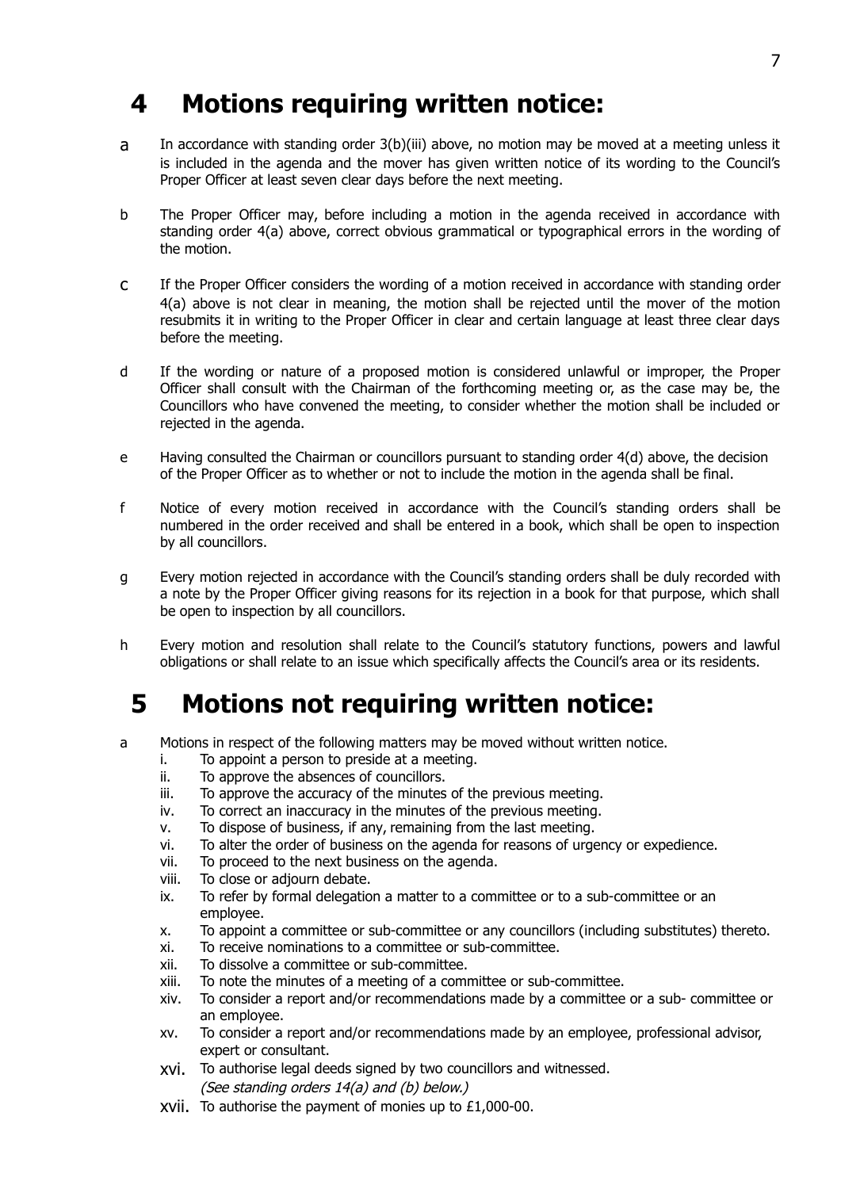# 4 Motions requiring written notice:

a In accordance with standing order 3(b)(iii) above, no motion may be moved at a meeting unless it is included in the agenda and the mover has given written notice of its wording to the Council's Proper Officer at least seven clear days before the next meeting.

b The Proper Officer may, before including a motion in the agenda received in accordance with standing order 4(a) above, correct obvious grammatical or typographical errors in the wording of the motion.

c If the Proper Officer considers the wording of a motion received in accordance with standing order 4(a) above is not clear in meaning, the motion shall be rejected until the mover of the motion resubmits it in writing to the Proper Officer in clear and certain language at least three clear days before the meeting.

d If the wording or nature of a proposed motion is considered unlawful or improper, the Proper Officer shall consult with the Chairman of the forthcoming meeting or, as the case may be, the Councillors who have convened the meeting, to consider whether the motion shall be included or rejected in the agenda.

e Having consulted the Chairman or councillors pursuant to standing order 4(d) above, the decision of the Proper Officer as to whether or not to include the motion in the agenda shall be final.

f Notice of every motion received in accordance with the Council's standing orders shall be numbered in the order received and shall be entered in a book, which shall be open to inspection by all councillors.

g Every motion rejected in accordance with the Council's standing orders shall be duly recorded with a note by the Proper Officer giving reasons for its rejection in a book for that purpose, which shall be open to inspection by all councillors.

h Every motion and resolution shall relate to the Council's statutory functions, powers and lawful obligations or shall relate to an issue which specifically affects the Council's area or its residents.

# 5 Motions not requiring written notice:

a Motions in respect of the following matters may be moved without written notice.

i. To appoint a person to preside at a meeting.
ii. To approve the absences of councillors.
iii. To approve the accuracy of the minutes of the previous meeting.
iv. To correct an inaccuracy in the minutes of the previous meeting.
v. To dispose of business, if any, remaining from the last meeting.
vi. To alter the order of business on the agenda for reasons of urgency or expedience.
vii. To proceed to the next business on the agenda.
viii. To close or adjourn debate.
ix. To refer by formal delegation a matter to a committee or to a sub-committee or an employee.
x. To appoint a committee or sub-committee or any councillors (including substitutes) thereto.
xi. To receive nominations to a committee or sub-committee.
xii. To dissolve a committee or sub-committee.
xiii. To note the minutes of a meeting of a committee or sub-committee.
xiv. To consider a report and/or recommendations made by a committee or a sub- committee or an employee.
xv. To consider a report and/or recommendations made by an employee, professional advisor, expert or consultant.
xvi. To authorise legal deeds signed by two councillors and witnessed. *(See standing orders 14(a) and (b) below.)*
xvii. To authorise the payment of monies up to £1,000-00.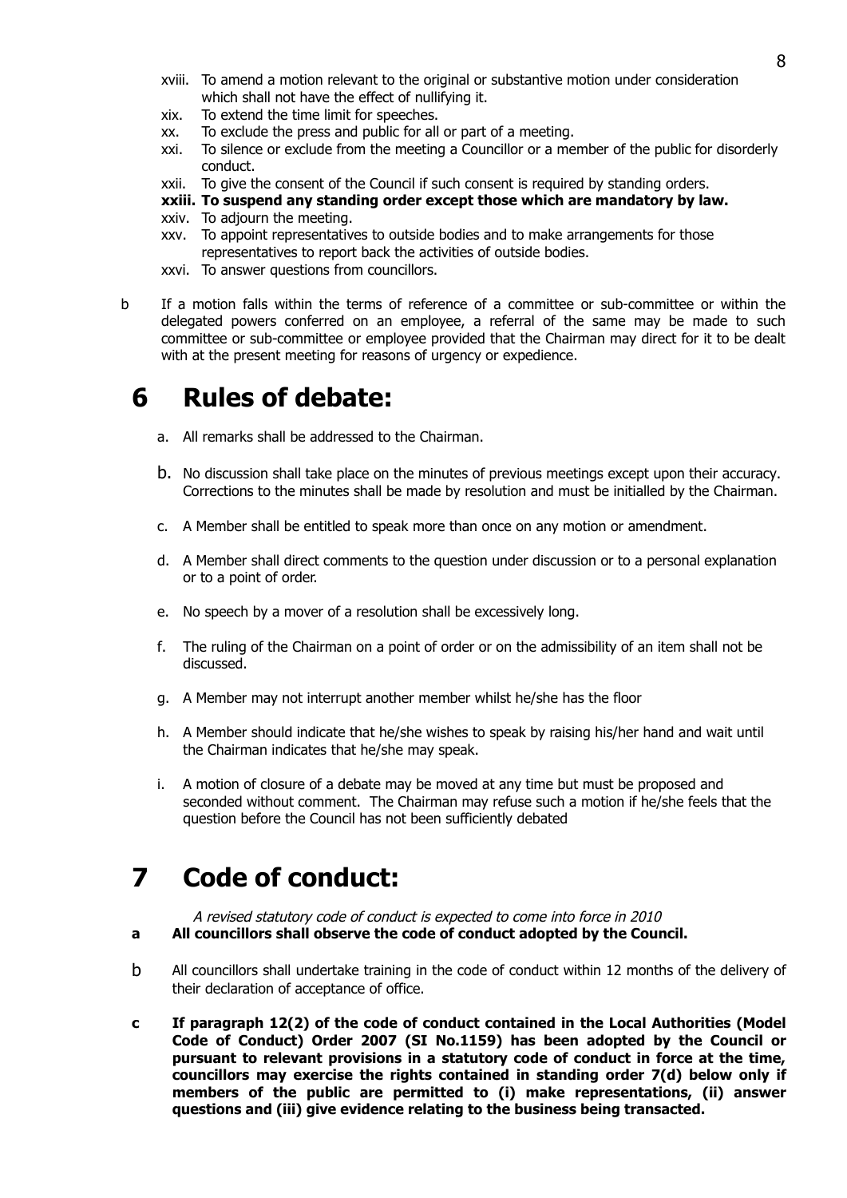xviii. To amend a motion relevant to the original or substantive motion under consideration which shall not have the effect of nullifying it.

xix. To extend the time limit for speeches.

xx. To exclude the press and public for all or part of a meeting.

xxi. To silence or exclude from the meeting a Councillor or a member of the public for disorderly conduct.

xxii. To give the consent of the Council if such consent is required by standing orders.

**xxiii. To suspend any standing order except those which are mandatory by law.**

xxiv. To adjourn the meeting.

xxv. To appoint representatives to outside bodies and to make arrangements for those representatives to report back the activities of outside bodies.

xxvi. To answer questions from councillors.

b If a motion falls within the terms of reference of a committee or sub-committee or within the delegated powers conferred on an employee, a referral of the same may be made to such committee or sub-committee or employee provided that the Chairman may direct for it to be dealt with at the present meeting for reasons of urgency or expedience.

# 6 Rules of debate:

a. All remarks shall be addressed to the Chairman.

b. No discussion shall take place on the minutes of previous meetings except upon their accuracy. Corrections to the minutes shall be made by resolution and must be initialled by the Chairman.

c. A Member shall be entitled to speak more than once on any motion or amendment.

d. A Member shall direct comments to the question under discussion or to a personal explanation or to a point of order.

e. No speech by a mover of a resolution shall be excessively long.

f. The ruling of the Chairman on a point of order or on the admissibility of an item shall not be discussed.

g. A Member may not interrupt another member whilst he/she has the floor

h. A Member should indicate that he/she wishes to speak by raising his/her hand and wait until the Chairman indicates that he/she may speak.

i. A motion of closure of a debate may be moved at any time but must be proposed and seconded without comment. The Chairman may refuse such a motion if he/she feels that the question before the Council has not been sufficiently debated

# 7 Code of conduct:

*A revised statutory code of conduct is expected to come into force in 2010*

**a All councillors shall observe the code of conduct adopted by the Council.**

b All councillors shall undertake training in the code of conduct within 12 months of the delivery of their declaration of acceptance of office.

**c If paragraph 12(2) of the code of conduct contained in the Local Authorities (Model Code of Conduct) Order 2007 (SI No.1159) has been adopted by the Council or pursuant to relevant provisions in a statutory code of conduct in force at the time, councillors may exercise the rights contained in standing order 7(d) below only if members of the public are permitted to (i) make representations, (ii) answer questions and (iii) give evidence relating to the business being transacted.**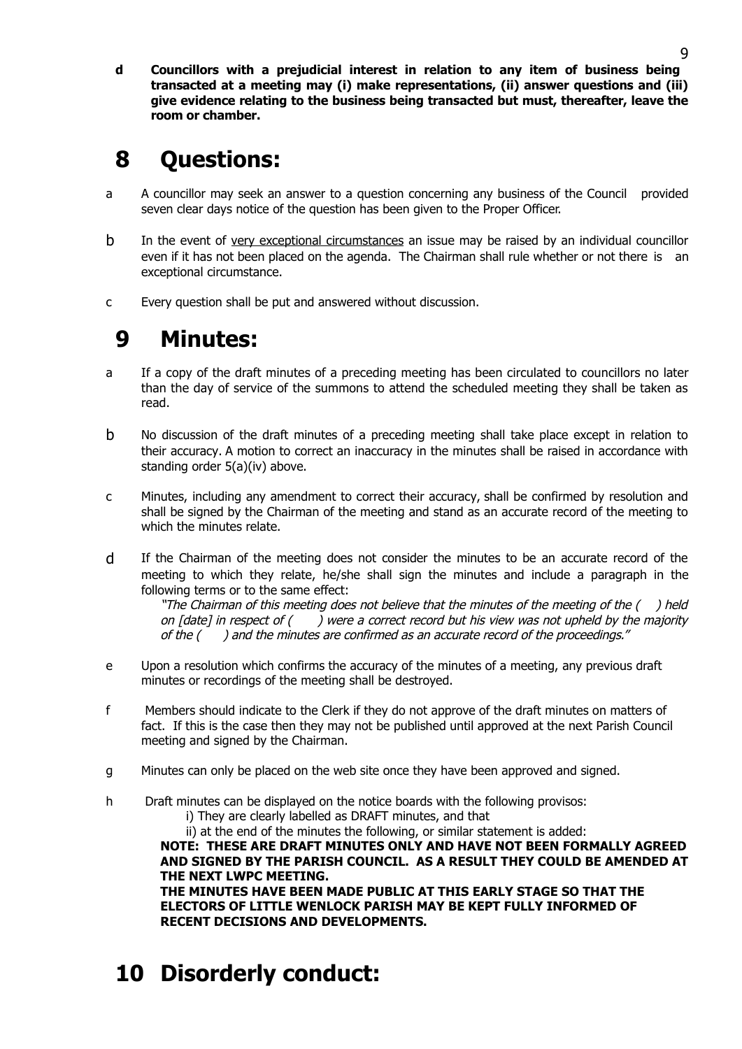**d Councillors with a prejudicial interest in relation to any item of business being transacted at a meeting may (i) make representations, (ii) answer questions and (iii) give evidence relating to the business being transacted but must, thereafter, leave the room or chamber.**

# 8 Questions:

a A councillor may seek an answer to a question concerning any business of the Council provided seven clear days notice of the question has been given to the Proper Officer.

b In the event of <u>very exceptional circumstances</u> an issue may be raised by an individual councillor even if it has not been placed on the agenda. The Chairman shall rule whether or not there is an exceptional circumstance.

c Every question shall be put and answered without discussion.

# 9 Minutes:

a If a copy of the draft minutes of a preceding meeting has been circulated to councillors no later than the day of service of the summons to attend the scheduled meeting they shall be taken as read.

b No discussion of the draft minutes of a preceding meeting shall take place except in relation to their accuracy. A motion to correct an inaccuracy in the minutes shall be raised in accordance with standing order 5(a)(iv) above.

c Minutes, including any amendment to correct their accuracy, shall be confirmed by resolution and shall be signed by the Chairman of the meeting and stand as an accurate record of the meeting to which the minutes relate.

d If the Chairman of the meeting does not consider the minutes to be an accurate record of the meeting to which they relate, he/she shall sign the minutes and include a paragraph in the following terms or to the same effect:

*"The Chairman of this meeting does not believe that the minutes of the meeting of the ( ) held on [date] in respect of ( ) were a correct record but his view was not upheld by the majority of the ( ) and the minutes are confirmed as an accurate record of the proceedings."*

e Upon a resolution which confirms the accuracy of the minutes of a meeting, any previous draft minutes or recordings of the meeting shall be destroyed.

f Members should indicate to the Clerk if they do not approve of the draft minutes on matters of fact. If this is the case then they may not be published until approved at the next Parish Council meeting and signed by the Chairman.

g Minutes can only be placed on the web site once they have been approved and signed.

h Draft minutes can be displayed on the notice boards with the following provisos:

i) They are clearly labelled as DRAFT minutes, and that

ii) at the end of the minutes the following, or similar statement is added:

**NOTE: THESE ARE DRAFT MINUTES ONLY AND HAVE NOT BEEN FORMALLY AGREED AND SIGNED BY THE PARISH COUNCIL. AS A RESULT THEY COULD BE AMENDED AT THE NEXT LWPC MEETING.**

**THE MINUTES HAVE BEEN MADE PUBLIC AT THIS EARLY STAGE SO THAT THE ELECTORS OF LITTLE WENLOCK PARISH MAY BE KEPT FULLY INFORMED OF RECENT DECISIONS AND DEVELOPMENTS.**

# 10 Disorderly conduct: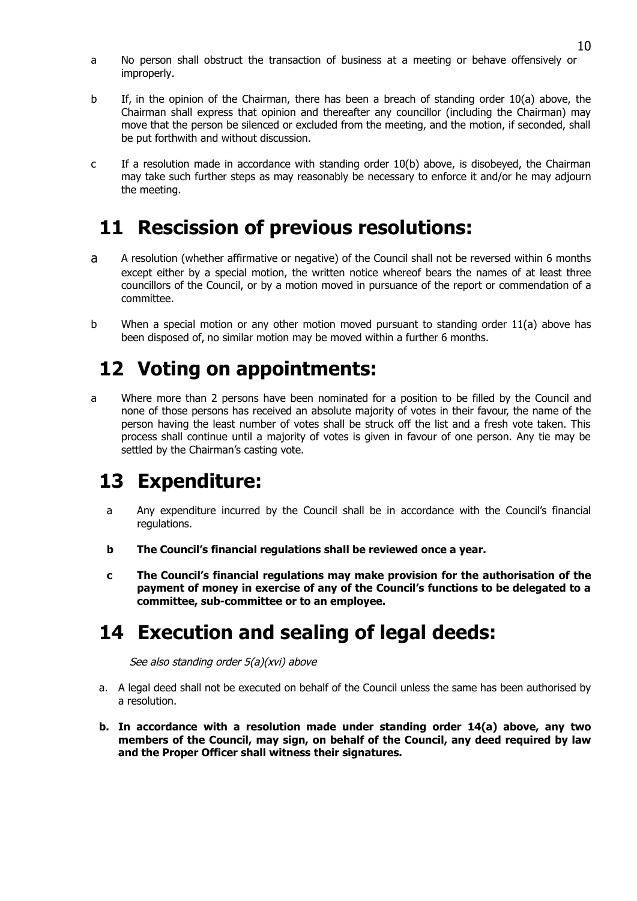a No person shall obstruct the transaction of business at a meeting or behave offensively or improperly.

b If, in the opinion of the Chairman, there has been a breach of standing order 10(a) above, the Chairman shall express that opinion and thereafter any councillor (including the Chairman) may move that the person be silenced or excluded from the meeting, and the motion, if seconded, shall be put forthwith and without discussion.

c If a resolution made in accordance with standing order 10(b) above, is disobeyed, the Chairman may take such further steps as may reasonably be necessary to enforce it and/or he may adjourn the meeting.

# 11 Rescission of previous resolutions:

a A resolution (whether affirmative or negative) of the Council shall not be reversed within 6 months except either by a special motion, the written notice whereof bears the names of at least three councillors of the Council, or by a motion moved in pursuance of the report or commendation of a committee.

b When a special motion or any other motion moved pursuant to standing order 11(a) above has been disposed of, no similar motion may be moved within a further 6 months.

# 12 Voting on appointments:

a Where more than 2 persons have been nominated for a position to be filled by the Council and none of those persons has received an absolute majority of votes in their favour, the name of the person having the least number of votes shall be struck off the list and a fresh vote taken. This process shall continue until a majority of votes is given in favour of one person. Any tie may be settled by the Chairman's casting vote.

# 13 Expenditure:

a Any expenditure incurred by the Council shall be in accordance with the Council's financial regulations.

**b The Council's financial regulations shall be reviewed once a year.**

**c The Council's financial regulations may make provision for the authorisation of the payment of money in exercise of any of the Council's functions to be delegated to a committee, sub-committee or to an employee.**

# 14 Execution and sealing of legal deeds:

*See also standing order 5(a)(xvi) above*

a. A legal deed shall not be executed on behalf of the Council unless the same has been authorised by a resolution.

**b. In accordance with a resolution made under standing order 14(a) above, any two members of the Council, may sign, on behalf of the Council, any deed required by law and the Proper Officer shall witness their signatures.**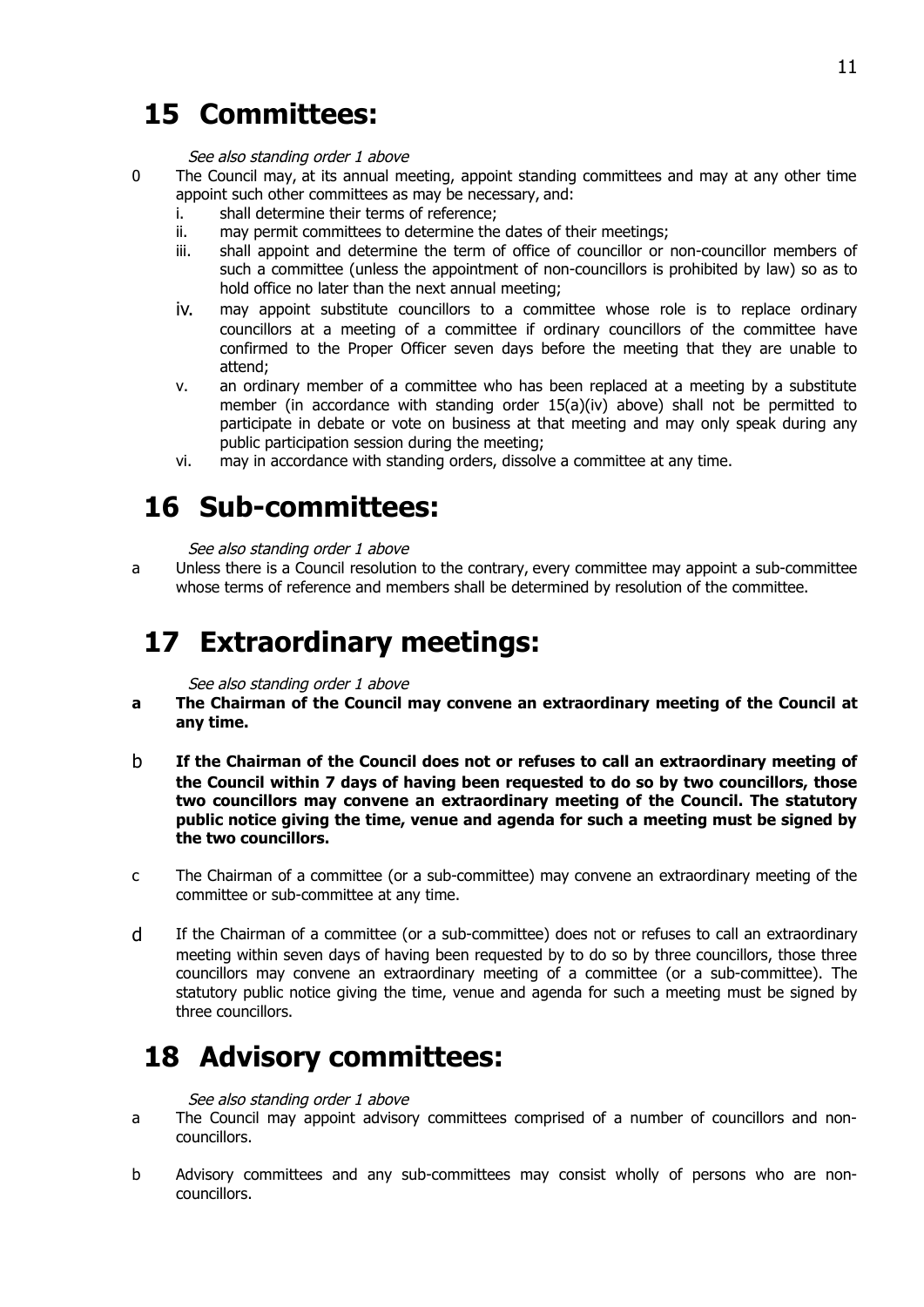# 15 Committees:

*See also standing order 1 above*

0 The Council may, at its annual meeting, appoint standing committees and may at any other time appoint such other committees as may be necessary, and:

- i. shall determine their terms of reference;
- ii. may permit committees to determine the dates of their meetings;
- iii. shall appoint and determine the term of office of councillor or non-councillor members of such a committee (unless the appointment of non-councillors is prohibited by law) so as to hold office no later than the next annual meeting;
- iv. may appoint substitute councillors to a committee whose role is to replace ordinary councillors at a meeting of a committee if ordinary councillors of the committee have confirmed to the Proper Officer seven days before the meeting that they are unable to attend;
- v. an ordinary member of a committee who has been replaced at a meeting by a substitute member (in accordance with standing order 15(a)(iv) above) shall not be permitted to participate in debate or vote on business at that meeting and may only speak during any public participation session during the meeting;
- vi. may in accordance with standing orders, dissolve a committee at any time.

# 16 Sub-committees:

*See also standing order 1 above*

a Unless there is a Council resolution to the contrary, every committee may appoint a sub-committee whose terms of reference and members shall be determined by resolution of the committee.

# 17 Extraordinary meetings:

*See also standing order 1 above*

**a The Chairman of the Council may convene an extraordinary meeting of the Council at any time.**

**b If the Chairman of the Council does not or refuses to call an extraordinary meeting of the Council within 7 days of having been requested to do so by two councillors, those two councillors may convene an extraordinary meeting of the Council. The statutory public notice giving the time, venue and agenda for such a meeting must be signed by the two councillors.**

c The Chairman of a committee (or a sub-committee) may convene an extraordinary meeting of the committee or sub-committee at any time.

d If the Chairman of a committee (or a sub-committee) does not or refuses to call an extraordinary meeting within seven days of having been requested by to do so by three councillors, those three councillors may convene an extraordinary meeting of a committee (or a sub-committee). The statutory public notice giving the time, venue and agenda for such a meeting must be signed by three councillors.

# 18 Advisory committees:

*See also standing order 1 above*

a The Council may appoint advisory committees comprised of a number of councillors and non-councillors.

b Advisory committees and any sub-committees may consist wholly of persons who are non-councillors.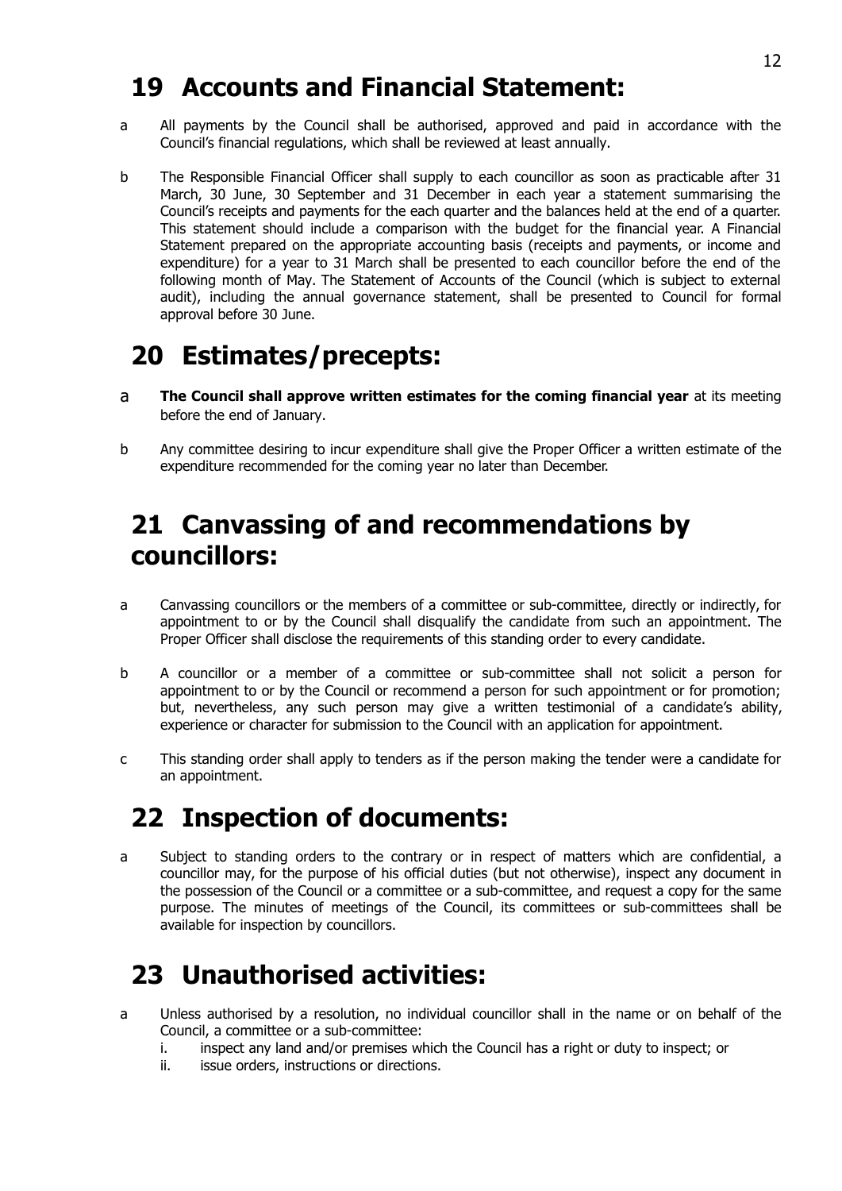# 19 Accounts and Financial Statement:

a All payments by the Council shall be authorised, approved and paid in accordance with the Council's financial regulations, which shall be reviewed at least annually.

b The Responsible Financial Officer shall supply to each councillor as soon as practicable after 31 March, 30 June, 30 September and 31 December in each year a statement summarising the Council's receipts and payments for the each quarter and the balances held at the end of a quarter. This statement should include a comparison with the budget for the financial year. A Financial Statement prepared on the appropriate accounting basis (receipts and payments, or income and expenditure) for a year to 31 March shall be presented to each councillor before the end of the following month of May. The Statement of Accounts of the Council (which is subject to external audit), including the annual governance statement, shall be presented to Council for formal approval before 30 June.

# 20 Estimates/precepts:

a **The Council shall approve written estimates for the coming financial year** at its meeting before the end of January.

b Any committee desiring to incur expenditure shall give the Proper Officer a written estimate of the expenditure recommended for the coming year no later than December.

# 21 Canvassing of and recommendations by councillors:

a Canvassing councillors or the members of a committee or sub-committee, directly or indirectly, for appointment to or by the Council shall disqualify the candidate from such an appointment. The Proper Officer shall disclose the requirements of this standing order to every candidate.

b A councillor or a member of a committee or sub-committee shall not solicit a person for appointment to or by the Council or recommend a person for such appointment or for promotion; but, nevertheless, any such person may give a written testimonial of a candidate's ability, experience or character for submission to the Council with an application for appointment.

c This standing order shall apply to tenders as if the person making the tender were a candidate for an appointment.

# 22 Inspection of documents:

a Subject to standing orders to the contrary or in respect of matters which are confidential, a councillor may, for the purpose of his official duties (but not otherwise), inspect any document in the possession of the Council or a committee or a sub-committee, and request a copy for the same purpose. The minutes of meetings of the Council, its committees or sub-committees shall be available for inspection by councillors.

# 23 Unauthorised activities:

a Unless authorised by a resolution, no individual councillor shall in the name or on behalf of the Council, a committee or a sub-committee:
   i. inspect any land and/or premises which the Council has a right or duty to inspect; or
   ii. issue orders, instructions or directions.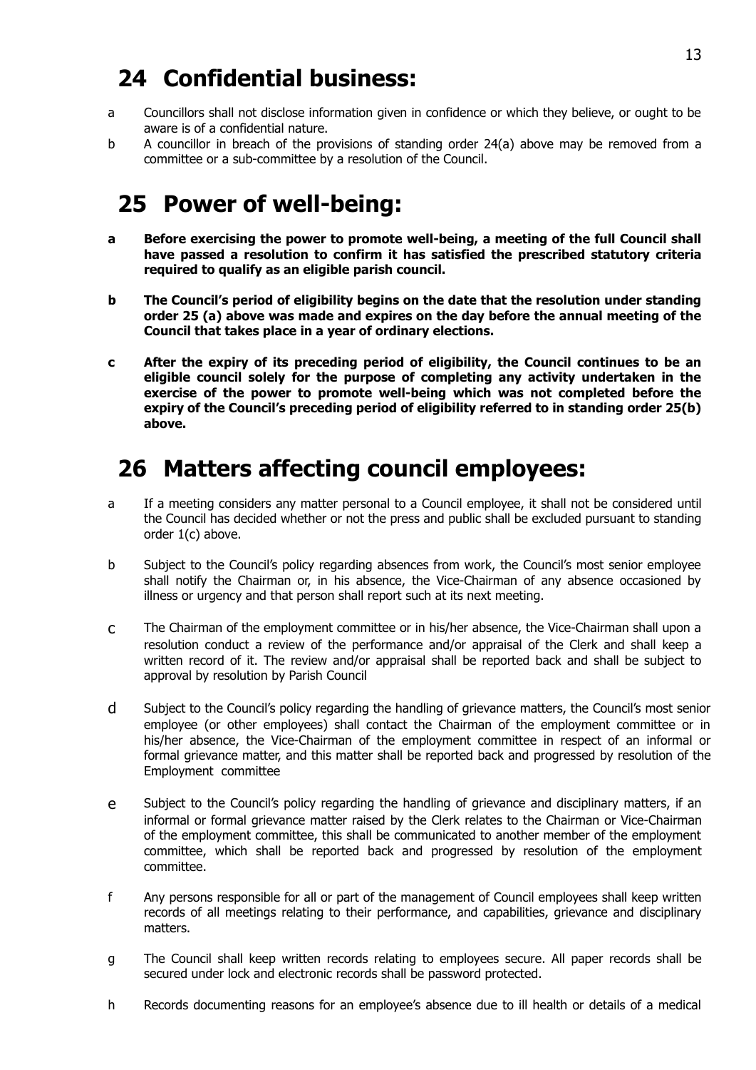# 24 Confidential business:

a Councillors shall not disclose information given in confidence or which they believe, or ought to be aware is of a confidential nature.

b A councillor in breach of the provisions of standing order 24(a) above may be removed from a committee or a sub-committee by a resolution of the Council.

# 25 Power of well-being:

**a Before exercising the power to promote well-being, a meeting of the full Council shall have passed a resolution to confirm it has satisfied the prescribed statutory criteria required to qualify as an eligible parish council.**

**b The Council's period of eligibility begins on the date that the resolution under standing order 25 (a) above was made and expires on the day before the annual meeting of the Council that takes place in a year of ordinary elections.**

**c After the expiry of its preceding period of eligibility, the Council continues to be an eligible council solely for the purpose of completing any activity undertaken in the exercise of the power to promote well-being which was not completed before the expiry of the Council's preceding period of eligibility referred to in standing order 25(b) above.**

# 26 Matters affecting council employees:

a If a meeting considers any matter personal to a Council employee, it shall not be considered until the Council has decided whether or not the press and public shall be excluded pursuant to standing order 1(c) above.

b Subject to the Council's policy regarding absences from work, the Council's most senior employee shall notify the Chairman or, in his absence, the Vice-Chairman of any absence occasioned by illness or urgency and that person shall report such at its next meeting.

c The Chairman of the employment committee or in his/her absence, the Vice-Chairman shall upon a resolution conduct a review of the performance and/or appraisal of the Clerk and shall keep a written record of it. The review and/or appraisal shall be reported back and shall be subject to approval by resolution by Parish Council

d Subject to the Council's policy regarding the handling of grievance matters, the Council's most senior employee (or other employees) shall contact the Chairman of the employment committee or in his/her absence, the Vice-Chairman of the employment committee in respect of an informal or formal grievance matter, and this matter shall be reported back and progressed by resolution of the Employment committee

e Subject to the Council's policy regarding the handling of grievance and disciplinary matters, if an informal or formal grievance matter raised by the Clerk relates to the Chairman or Vice-Chairman of the employment committee, this shall be communicated to another member of the employment committee, which shall be reported back and progressed by resolution of the employment committee.

f Any persons responsible for all or part of the management of Council employees shall keep written records of all meetings relating to their performance, and capabilities, grievance and disciplinary matters.

g The Council shall keep written records relating to employees secure. All paper records shall be secured under lock and electronic records shall be password protected.

h Records documenting reasons for an employee's absence due to ill health or details of a medical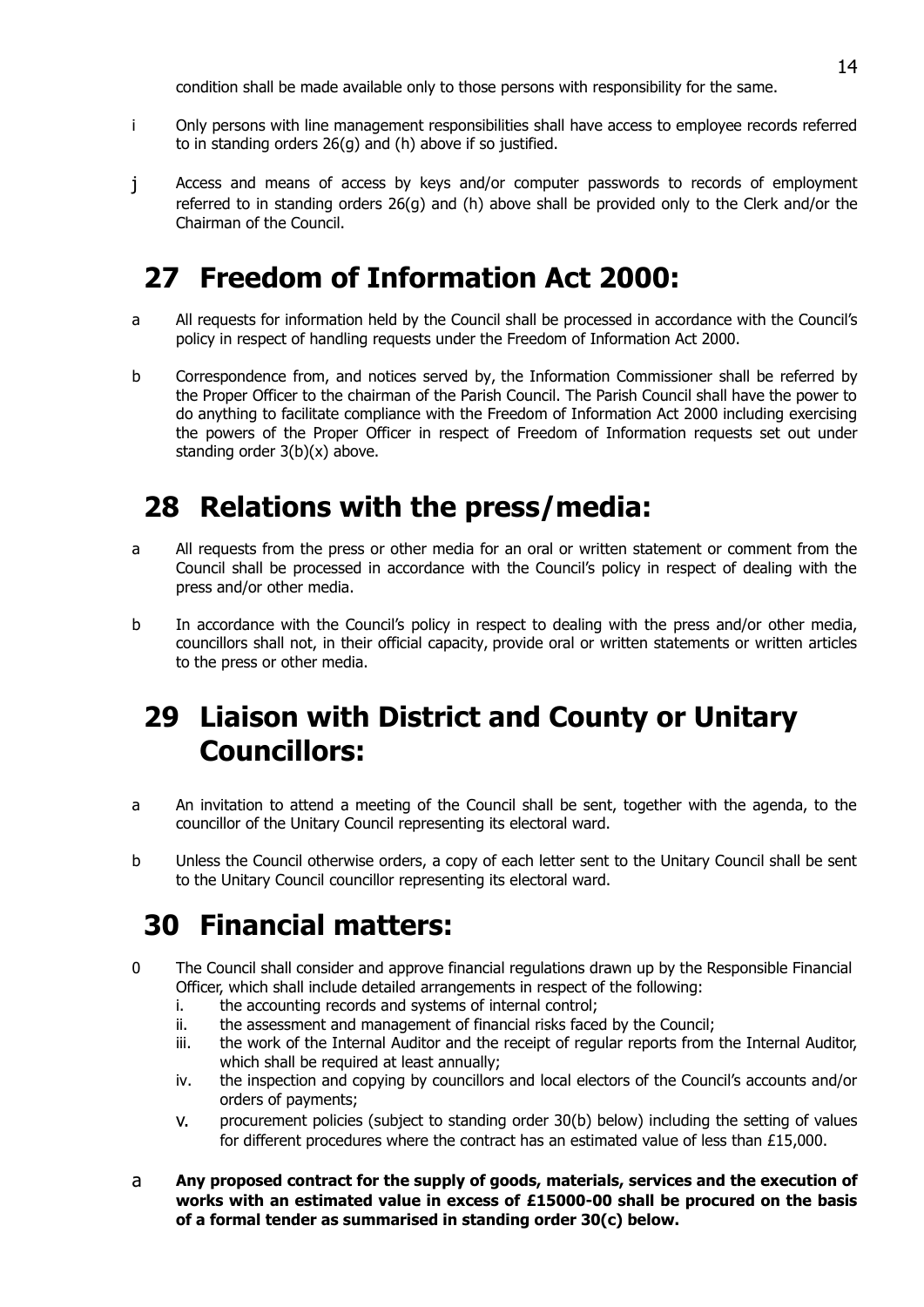condition shall be made available only to those persons with responsibility for the same.

i Only persons with line management responsibilities shall have access to employee records referred to in standing orders 26(g) and (h) above if so justified.

j Access and means of access by keys and/or computer passwords to records of employment referred to in standing orders 26(g) and (h) above shall be provided only to the Clerk and/or the Chairman of the Council.

# 27 Freedom of Information Act 2000:

a All requests for information held by the Council shall be processed in accordance with the Council's policy in respect of handling requests under the Freedom of Information Act 2000.

b Correspondence from, and notices served by, the Information Commissioner shall be referred by the Proper Officer to the chairman of the Parish Council. The Parish Council shall have the power to do anything to facilitate compliance with the Freedom of Information Act 2000 including exercising the powers of the Proper Officer in respect of Freedom of Information requests set out under standing order 3(b)(x) above.

# 28 Relations with the press/media:

a All requests from the press or other media for an oral or written statement or comment from the Council shall be processed in accordance with the Council's policy in respect of dealing with the press and/or other media.

b In accordance with the Council's policy in respect to dealing with the press and/or other media, councillors shall not, in their official capacity, provide oral or written statements or written articles to the press or other media.

# 29 Liaison with District and County or Unitary Councillors:

a An invitation to attend a meeting of the Council shall be sent, together with the agenda, to the councillor of the Unitary Council representing its electoral ward.

b Unless the Council otherwise orders, a copy of each letter sent to the Unitary Council shall be sent to the Unitary Council councillor representing its electoral ward.

# 30 Financial matters:

0 The Council shall consider and approve financial regulations drawn up by the Responsible Financial Officer, which shall include detailed arrangements in respect of the following:

i. the accounting records and systems of internal control;
ii. the assessment and management of financial risks faced by the Council;
iii. the work of the Internal Auditor and the receipt of regular reports from the Internal Auditor, which shall be required at least annually;
iv. the inspection and copying by councillors and local electors of the Council's accounts and/or orders of payments;
v. procurement policies (subject to standing order 30(b) below) including the setting of values for different procedures where the contract has an estimated value of less than £15,000.

a **Any proposed contract for the supply of goods, materials, services and the execution of works with an estimated value in excess of £15000-00 shall be procured on the basis of a formal tender as summarised in standing order 30(c) below.**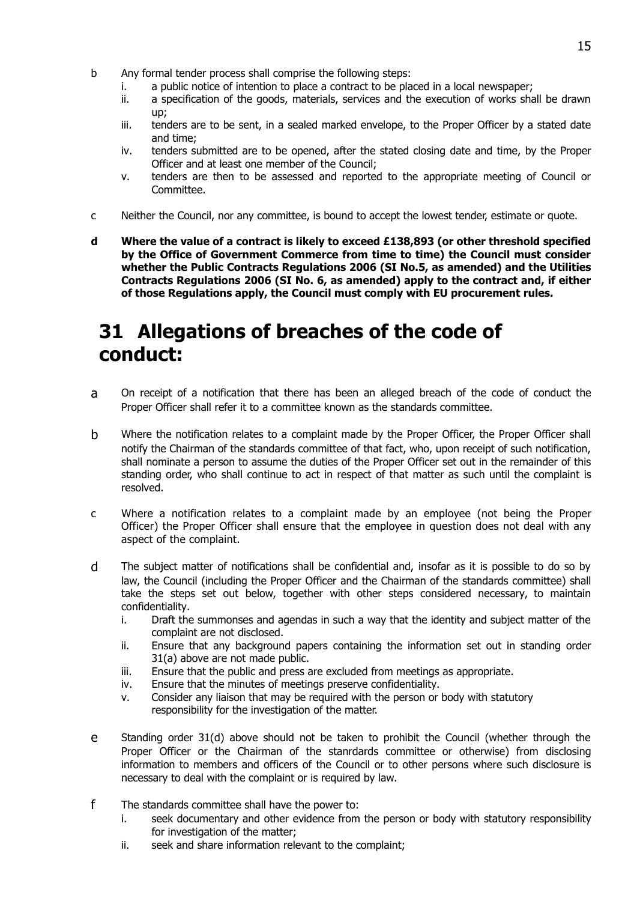b Any formal tender process shall comprise the following steps:

i. a public notice of intention to place a contract to be placed in a local newspaper;
ii. a specification of the goods, materials, services and the execution of works shall be drawn up;
iii. tenders are to be sent, in a sealed marked envelope, to the Proper Officer by a stated date and time;
iv. tenders submitted are to be opened, after the stated closing date and time, by the Proper Officer and at least one member of the Council;
v. tenders are then to be assessed and reported to the appropriate meeting of Council or Committee.

c Neither the Council, nor any committee, is bound to accept the lowest tender, estimate or quote.

**d Where the value of a contract is likely to exceed £138,893 (or other threshold specified by the Office of Government Commerce from time to time) the Council must consider whether the Public Contracts Regulations 2006 (SI No.5, as amended) and the Utilities Contracts Regulations 2006 (SI No. 6, as amended) apply to the contract and, if either of those Regulations apply, the Council must comply with EU procurement rules.**

# 31 Allegations of breaches of the code of conduct:

a On receipt of a notification that there has been an alleged breach of the code of conduct the Proper Officer shall refer it to a committee known as the standards committee.

b Where the notification relates to a complaint made by the Proper Officer, the Proper Officer shall notify the Chairman of the standards committee of that fact, who, upon receipt of such notification, shall nominate a person to assume the duties of the Proper Officer set out in the remainder of this standing order, who shall continue to act in respect of that matter as such until the complaint is resolved.

c Where a notification relates to a complaint made by an employee (not being the Proper Officer) the Proper Officer shall ensure that the employee in question does not deal with any aspect of the complaint.

d The subject matter of notifications shall be confidential and, insofar as it is possible to do so by law, the Council (including the Proper Officer and the Chairman of the standards committee) shall take the steps set out below, together with other steps considered necessary, to maintain confidentiality.

i. Draft the summonses and agendas in such a way that the identity and subject matter of the complaint are not disclosed.
ii. Ensure that any background papers containing the information set out in standing order 31(a) above are not made public.
iii. Ensure that the public and press are excluded from meetings as appropriate.
iv. Ensure that the minutes of meetings preserve confidentiality.
v. Consider any liaison that may be required with the person or body with statutory responsibility for the investigation of the matter.

e Standing order 31(d) above should not be taken to prohibit the Council (whether through the Proper Officer or the Chairman of the stanrdards committee or otherwise) from disclosing information to members and officers of the Council or to other persons where such disclosure is necessary to deal with the complaint or is required by law.

f The standards committee shall have the power to:

i. seek documentary and other evidence from the person or body with statutory responsibility for investigation of the matter;
ii. seek and share information relevant to the complaint;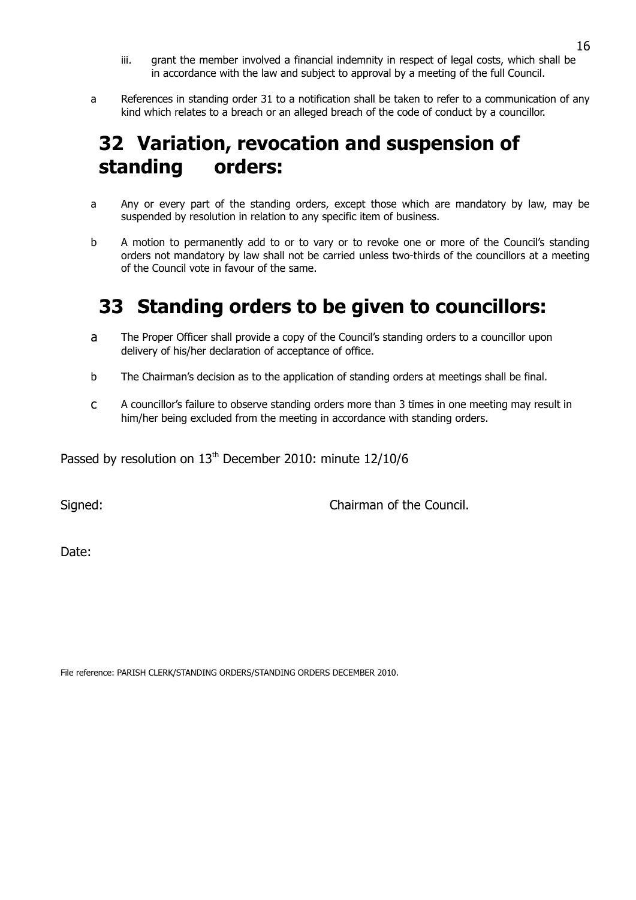iii. grant the member involved a financial indemnity in respect of legal costs, which shall be in accordance with the law and subject to approval by a meeting of the full Council.

a References in standing order 31 to a notification shall be taken to refer to a communication of any kind which relates to a breach or an alleged breach of the code of conduct by a councillor.

## 32 Variation, revocation and suspension of standing orders:

a Any or every part of the standing orders, except those which are mandatory by law, may be suspended by resolution in relation to any specific item of business.

b A motion to permanently add to or to vary or to revoke one or more of the Council's standing orders not mandatory by law shall not be carried unless two-thirds of the councillors at a meeting of the Council vote in favour of the same.

## 33 Standing orders to be given to councillors:

a The Proper Officer shall provide a copy of the Council's standing orders to a councillor upon delivery of his/her declaration of acceptance of office.

b The Chairman's decision as to the application of standing orders at meetings shall be final.

c A councillor's failure to observe standing orders more than 3 times in one meeting may result in him/her being excluded from the meeting in accordance with standing orders.

Passed by resolution on 13th December 2010: minute 12/10/6

Signed: Chairman of the Council.

Date:

File reference: PARISH CLERK/STANDING ORDERS/STANDING ORDERS DECEMBER 2010.